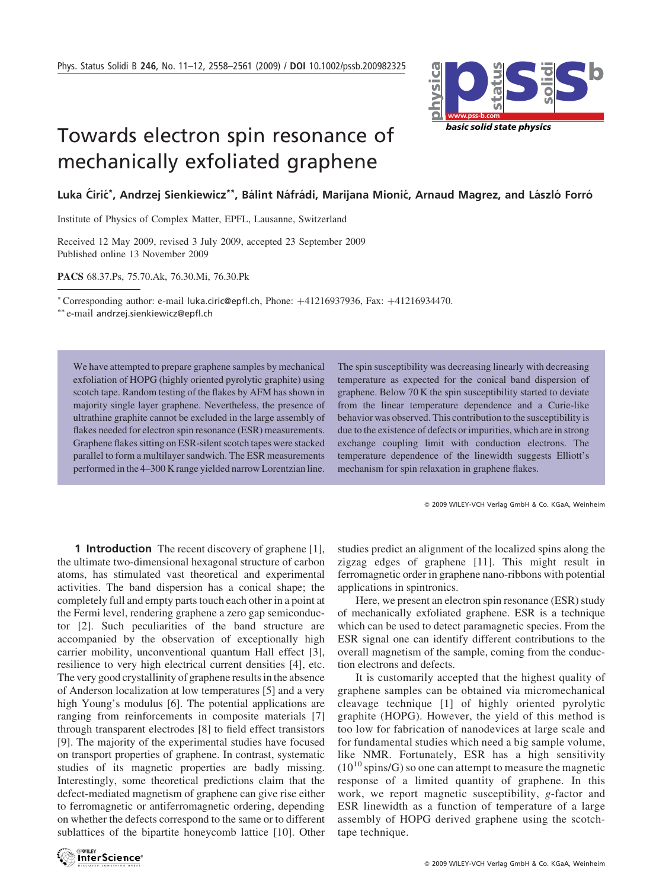# Towards electron spin resonance of mechanically exfoliated graphene

**Luka Ćirić\*, Andrzej Sienkiewicz\*\*, Bálint Náfrádi, Marijana Mionić, Arnaud Magrez, and László Forró**

Institute of Physics of Complex Matter, EPFL, Lausanne, Switzerland

Received 12 May 2009, revised 3 July 2009, accepted 23 September 2009
Published online 13 November 2009

**PACS** 68.37.Ps, 75.70.Ak, 76.30.Mi, 76.30.Pk

\* Corresponding author: e-mail luka.ciric@epfl.ch, Phone: +41216937936, Fax: +41216934470.
\*\* e-mail andrzej.sienkiewicz@epfl.ch

We have attempted to prepare graphene samples by mechanical exfoliation of HOPG (highly oriented pyrolytic graphite) using scotch tape. Random testing of the flakes by AFM has shown in majority single layer graphene. Nevertheless, the presence of ultrathine graphite cannot be excluded in the large assembly of flakes needed for electron spin resonance (ESR) measurements. Graphene flakes sitting on ESR-silent scotch tapes were stacked parallel to form a multilayer sandwich. The ESR measurements performed in the 4–300 K range yielded narrow Lorentzian line. The spin susceptibility was decreasing linearly with decreasing temperature as expected for the conical band dispersion of graphene. Below 70 K the spin susceptibility started to deviate from the linear temperature dependence and a Curie-like behavior was observed. This contribution to the susceptibility is due to the existence of defects or impurities, which are in strong exchange coupling limit with conduction electrons. The temperature dependence of the linewidth suggests Elliott's mechanism for spin relaxation in graphene flakes.

© 2009 WILEY-VCH Verlag GmbH & Co. KGaA, Weinheim

## 1 Introduction

The recent discovery of graphene [1], the ultimate two-dimensional hexagonal structure of carbon atoms, has stimulated vast theoretical and experimental activities. The band dispersion has a conical shape; the completely full and empty parts touch each other in a point at the Fermi level, rendering graphene a zero gap semiconductor [2]. Such peculiarities of the band structure are accompanied by the observation of exceptionally high carrier mobility, unconventional quantum Hall effect [3], resilience to very high electrical current densities [4], etc. The very good crystallinity of graphene results in the absence of Anderson localization at low temperatures [5] and a very high Young's modulus [6]. The potential applications are ranging from reinforcements in composite materials [7] through transparent electrodes [8] to field effect transistors [9]. The majority of the experimental studies have focused on transport properties of graphene. In contrast, systematic studies of its magnetic properties are badly missing. Interestingly, some theoretical predictions claim that the defect-mediated magnetism of graphene can give rise either to ferromagnetic or antiferromagnetic ordering, depending on whether the defects correspond to the same or to different sublattices of the bipartite honeycomb lattice [10]. Other studies predict an alignment of the localized spins along the zigzag edges of graphene [11]. This might result in ferromagnetic order in graphene nano-ribbons with potential applications in spintronics.

Here, we present an electron spin resonance (ESR) study of mechanically exfoliated graphene. ESR is a technique which can be used to detect paramagnetic species. From the ESR signal one can identify different contributions to the overall magnetism of the sample, coming from the conduction electrons and defects.

It is customarily accepted that the highest quality of graphene samples can be obtained via micromechanical cleavage technique [1] of highly oriented pyrolytic graphite (HOPG). However, the yield of this method is too low for fabrication of nanodevices at large scale and for fundamental studies which need a big sample volume, like NMR. Fortunately, ESR has a high sensitivity ($10^{10}$ spins/G) so one can attempt to measure the magnetic response of a limited quantity of graphene. In this work, we report magnetic susceptibility, *g*-factor and ESR linewidth as a function of temperature of a large assembly of HOPG derived graphene using the scotch-tape technique.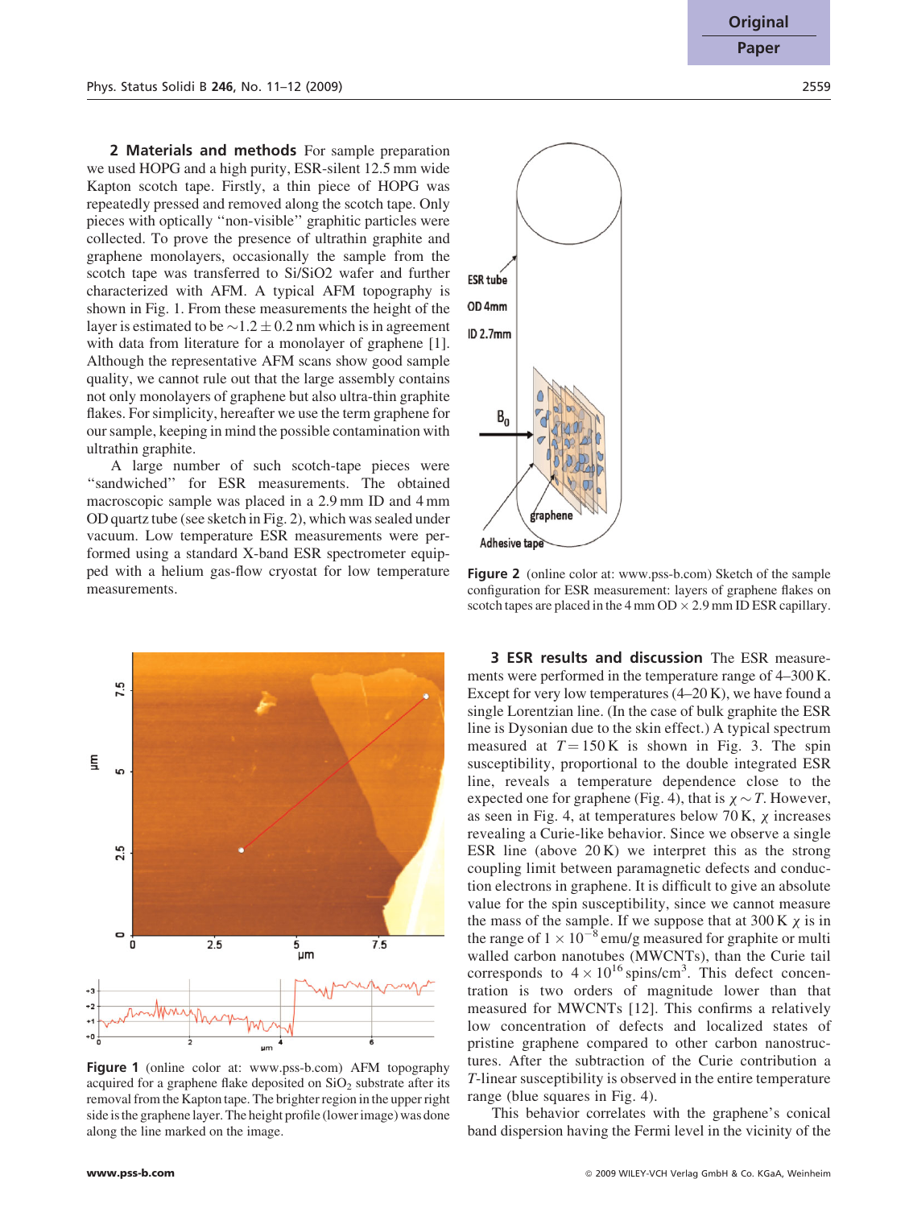**2 Materials and methods** For sample preparation we used HOPG and a high purity, ESR-silent 12.5 mm wide Kapton scotch tape. Firstly, a thin piece of HOPG was repeatedly pressed and removed along the scotch tape. Only pieces with optically "non-visible" graphitic particles were collected. To prove the presence of ultrathin graphite and graphene monolayers, occasionally the sample from the scotch tape was transferred to Si/SiO2 wafer and further characterized with AFM. A typical AFM topography is shown in Fig. 1. From these measurements the height of the layer is estimated to be $\sim 1.2 \pm 0.2$ nm which is in agreement with data from literature for a monolayer of graphene [1]. Although the representative AFM scans show good sample quality, we cannot rule out that the large assembly contains not only monolayers of graphene but also ultra-thin graphite flakes. For simplicity, hereafter we use the term graphene for our sample, keeping in mind the possible contamination with ultrathin graphite.

A large number of such scotch-tape pieces were "sandwiched" for ESR measurements. The obtained macroscopic sample was placed in a 2.9 mm ID and 4 mm OD quartz tube (see sketch in Fig. 2), which was sealed under vacuum. Low temperature ESR measurements were performed using a standard X-band ESR spectrometer equipped with a helium gas-flow cryostat for low temperature measurements.

**Figure 1** (online color at: www.pss-b.com) AFM topography acquired for a graphene flake deposited on $SiO_2$ substrate after its removal from the Kapton tape. The brighter region in the upper right side is the graphene layer. The height profile (lower image) was done along the line marked on the image.

**Figure 2** (online color at: www.pss-b.com) Sketch of the sample configuration for ESR measurement: layers of graphene flakes on scotch tapes are placed in the 4 mm OD $\times$ 2.9 mm ID ESR capillary.

**3 ESR results and discussion** The ESR measurements were performed in the temperature range of 4–300 K. Except for very low temperatures (4–20 K), we have found a single Lorentzian line. (In the case of bulk graphite the ESR line is Dysonian due to the skin effect.) A typical spectrum measured at $T = 150$ K is shown in Fig. 3. The spin susceptibility, proportional to the double integrated ESR line, reveals a temperature dependence close to the expected one for graphene (Fig. 4), that is $\chi \sim T$. However, as seen in Fig. 4, at temperatures below 70 K, $\chi$ increases revealing a Curie-like behavior. Since we observe a single ESR line (above 20 K) we interpret this as the strong coupling limit between paramagnetic defects and conduction electrons in graphene. It is difficult to give an absolute value for the spin susceptibility, since we cannot measure the mass of the sample. If we suppose that at 300 K $\chi$ is in the range of $1 \times 10^{-8}$ emu/g measured for graphite or multi walled carbon nanotubes (MWCNTs), than the Curie tail corresponds to $4 \times 10^{16}$ spins/cm$^3$. This defect concentration is two orders of magnitude lower than that measured for MWCNTs [12]. This confirms a relatively low concentration of defects and localized states of pristine graphene compared to other carbon nanostructures. After the subtraction of the Curie contribution a $T$-linear susceptibility is observed in the entire temperature range (blue squares in Fig. 4).

This behavior correlates with the graphene's conical band dispersion having the Fermi level in the vicinity of the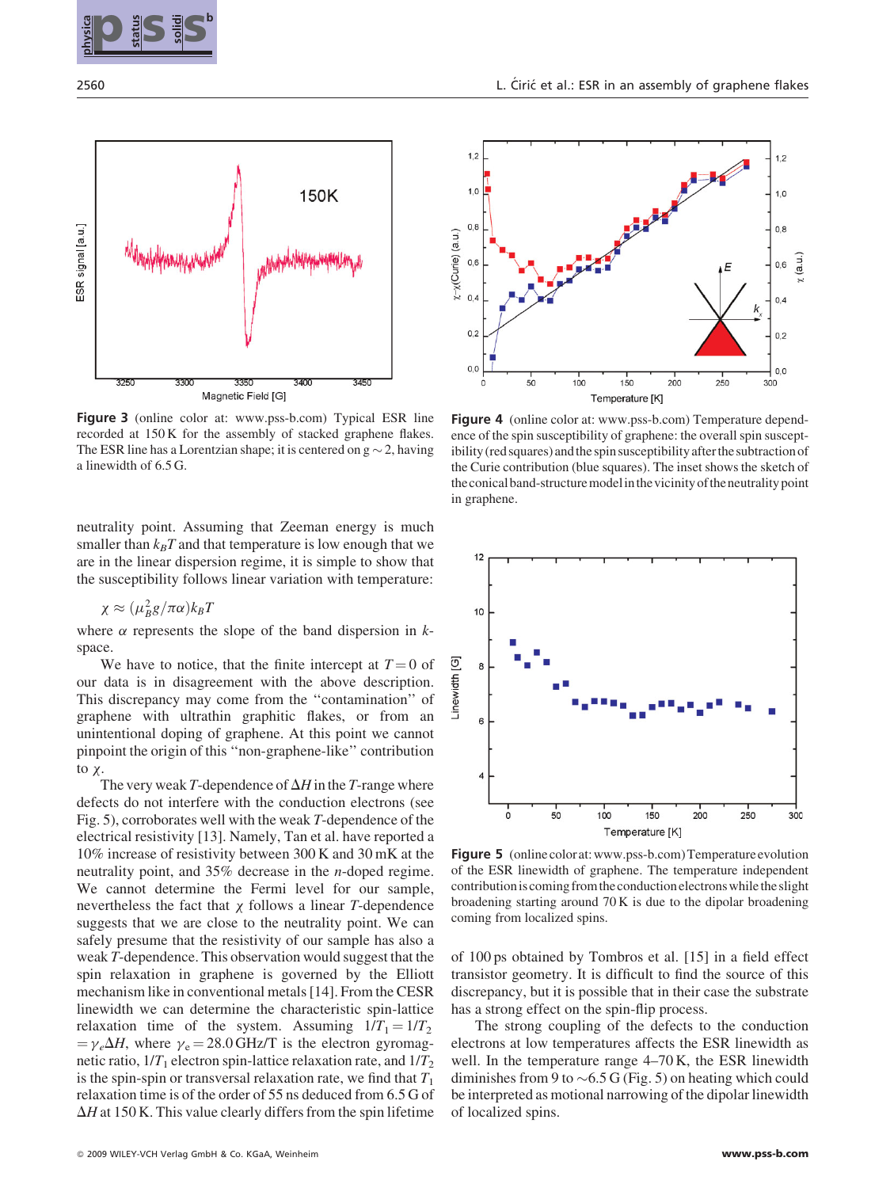**Figure 3** (online color at: www.pss-b.com) Typical ESR line recorded at 150 K for the assembly of stacked graphene flakes. The ESR line has a Lorentzian shape; it is centered on g ~ 2, having a linewidth of 6.5 G.

**Figure 4** (online color at: www.pss-b.com) Temperature dependence of the spin susceptibility of graphene: the overall spin susceptibility (red squares) and the spin susceptibility after the subtraction of the Curie contribution (blue squares). The inset shows the sketch of the conical band-structure model in the vicinity of the neutrality point in graphene.

neutrality point. Assuming that Zeeman energy is much smaller than $k_BT$ and that temperature is low enough that we are in the linear dispersion regime, it is simple to show that the susceptibility follows linear variation with temperature:

$$\chi \approx (\mu_B^2 g/\pi\alpha) k_B T$$

where $\alpha$ represents the slope of the band dispersion in $k$-space.

We have to notice, that the finite intercept at $T = 0$ of our data is in disagreement with the above description. This discrepancy may come from the "contamination" of graphene with ultrathin graphitic flakes, or from an unintentional doping of graphene. At this point we cannot pinpoint the origin of this "non-graphene-like" contribution to $\chi$.

The very weak $T$-dependence of $\Delta H$ in the $T$-range where defects do not interfere with the conduction electrons (see Fig. 5), corroborates well with the weak $T$-dependence of the electrical resistivity [13]. Namely, Tan et al. have reported a 10% increase of resistivity between 300 K and 30 mK at the neutrality point, and 35% decrease in the $n$-doped regime. We cannot determine the Fermi level for our sample, nevertheless the fact that $\chi$ follows a linear $T$-dependence suggests that we are close to the neutrality point. We can safely presume that the resistivity of our sample has also a weak $T$-dependence. This observation would suggest that the spin relaxation in graphene is governed by the Elliott mechanism like in conventional metals [14]. From the CESR linewidth we can determine the characteristic spin-lattice relaxation time of the system. Assuming $1/T_1 = 1/T_2 = \gamma_e \Delta H$, where $\gamma_e = 28.0$ GHz/T is the electron gyromagnetic ratio, $1/T_1$ electron spin-lattice relaxation rate, and $1/T_2$ is the spin-spin or transversal relaxation rate, we find that $T_1$ relaxation time is of the order of 55 ns deduced from 6.5 G of $\Delta H$ at 150 K. This value clearly differs from the spin lifetime of 100 ps obtained by Tombros et al. [15] in a field effect transistor geometry. It is difficult to find the source of this discrepancy, but it is possible that in their case the substrate has a strong effect on the spin-flip process.

**Figure 5** (online color at: www.pss-b.com) Temperature evolution of the ESR linewidth of graphene. The temperature independent contribution is coming from the conduction electrons while the slight broadening starting around 70 K is due to the dipolar broadening coming from localized spins.

The strong coupling of the defects to the conduction electrons at low temperatures affects the ESR linewidth as well. In the temperature range 4–70 K, the ESR linewidth diminishes from 9 to ~6.5 G (Fig. 5) on heating which could be interpreted as motional narrowing of the dipolar linewidth of localized spins.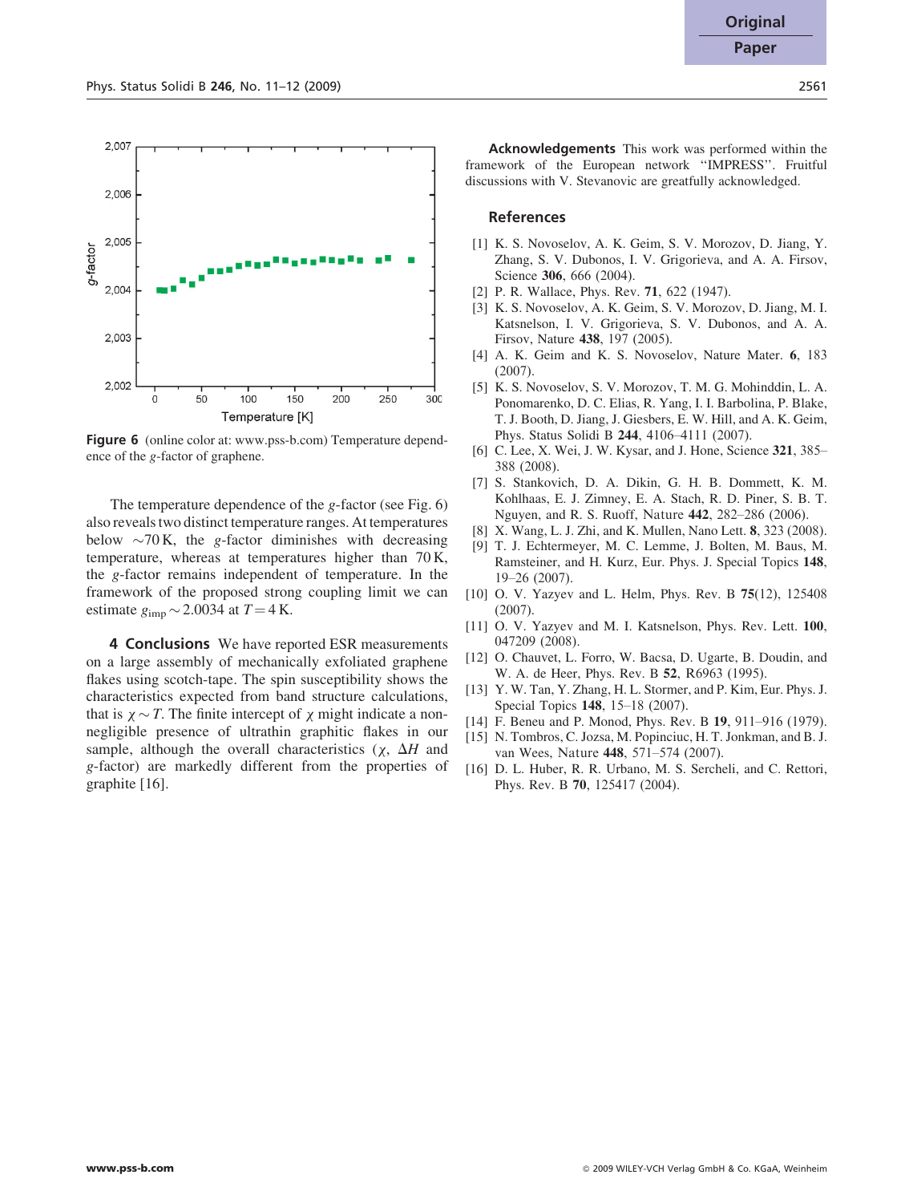2,007

2,006

2,005

2,004

2,003

2,002

g-factor

0 50 100 150 200 250 300

Temperature [K]

**Figure 6** (online color at: www.pss-b.com) Temperature dependence of the *g*-factor of graphene.

The temperature dependence of the *g*-factor (see Fig. 6) also reveals two distinct temperature ranges. At temperatures below ~70 K, the *g*-factor diminishes with decreasing temperature, whereas at temperatures higher than 70 K, the *g*-factor remains independent of temperature. In the framework of the proposed strong coupling limit we can estimate $g_{\text{imp}} \sim 2.0034$ at $T = 4$ K.

## 4 Conclusions

We have reported ESR measurements on a large assembly of mechanically exfoliated graphene flakes using scotch-tape. The spin susceptibility shows the characteristics expected from band structure calculations, that is $\chi \sim T$. The finite intercept of $\chi$ might indicate a non-negligible presence of ultrathin graphitic flakes in our sample, although the overall characteristics ($\chi$, $\Delta H$ and *g*-factor) are markedly different from the properties of graphite [16].

**Acknowledgements** This work was performed within the framework of the European network "IMPRESS". Fruitful discussions with V. Stevanovic are greatfully acknowledged.

## References

[1] K. S. Novoselov, A. K. Geim, S. V. Morozov, D. Jiang, Y. Zhang, S. V. Dubonos, I. V. Grigorieva, and A. A. Firsov, Science **306**, 666 (2004).

[2] P. R. Wallace, Phys. Rev. **71**, 622 (1947).

[3] K. S. Novoselov, A. K. Geim, S. V. Morozov, D. Jiang, M. I. Katsnelson, I. V. Grigorieva, S. V. Dubonos, and A. A. Firsov, Nature **438**, 197 (2005).

[4] A. K. Geim and K. S. Novoselov, Nature Mater. **6**, 183 (2007).

[5] K. S. Novoselov, S. V. Morozov, T. M. G. Mohinddin, L. A. Ponomarenko, D. C. Elias, R. Yang, I. I. Barbolina, P. Blake, T. J. Booth, D. Jiang, J. Giesbers, E. W. Hill, and A. K. Geim, Phys. Status Solidi B **244**, 4106–4111 (2007).

[6] C. Lee, X. Wei, J. W. Kysar, and J. Hone, Science **321**, 385–388 (2008).

[7] S. Stankovich, D. A. Dikin, G. H. B. Dommett, K. M. Kohlhaas, E. J. Zimney, E. A. Stach, R. D. Piner, S. B. T. Nguyen, and R. S. Ruoff, Nature **442**, 282–286 (2006).

[8] X. Wang, L. J. Zhi, and K. Mullen, Nano Lett. **8**, 323 (2008).

[9] T. J. Echtermeyer, M. C. Lemme, J. Bolten, M. Baus, M. Ramsteiner, and H. Kurz, Eur. Phys. J. Special Topics **148**, 19–26 (2007).

[10] O. V. Yazyev and L. Helm, Phys. Rev. B **75**(12), 125408 (2007).

[11] O. V. Yazyev and M. I. Katsnelson, Phys. Rev. Lett. **100**, 047209 (2008).

[12] O. Chauvet, L. Forro, W. Bacsa, D. Ugarte, B. Doudin, and W. A. de Heer, Phys. Rev. B **52**, R6963 (1995).

[13] Y. W. Tan, Y. Zhang, H. L. Stormer, and P. Kim, Eur. Phys. J. Special Topics **148**, 15–18 (2007).

[14] F. Beneu and P. Monod, Phys. Rev. B **19**, 911–916 (1979).

[15] N. Tombros, C. Jozsa, M. Popinciuc, H. T. Jonkman, and B. J. van Wees, Nature **448**, 571–574 (2007).

[16] D. L. Huber, R. R. Urbano, M. S. Sercheli, and C. Rettori, Phys. Rev. B **70**, 125417 (2004).